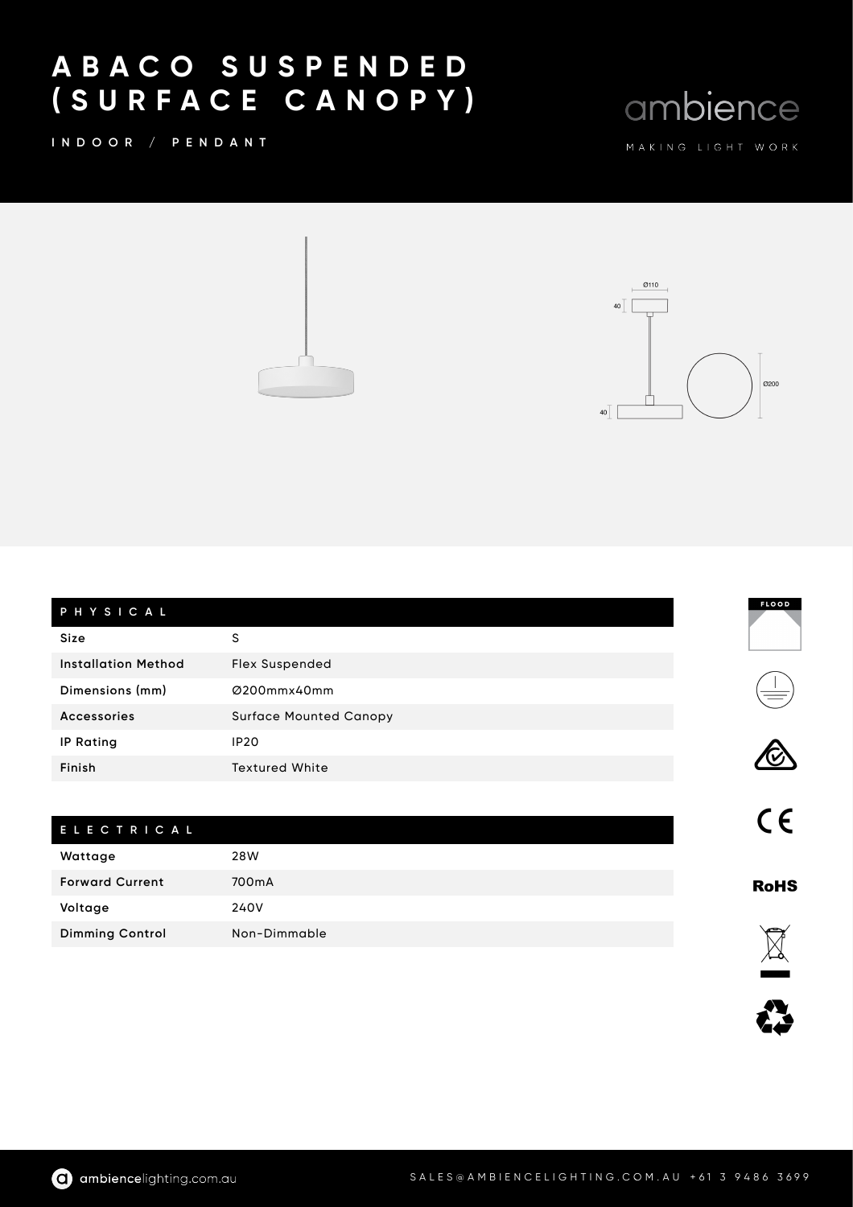# ABACO SUSPENDED (SURFACE CANOPY)

INDOOR / PENDANT

ambience

MAKING LIGHT WORK

| PHYSICAL | |
|---|---|
| Size | S |
| Installation Method | Flex Suspended |
| Dimensions (mm) | Ø200mmx40mm |
| Accessories | Surface Mounted Canopy |
| IP Rating | IP20 |
| Finish | Textured White |

| ELECTRICAL | |
|---|---|
| Wattage | 28W |
| Forward Current | 700mA |
| Voltage | 240V |
| Dimming Control | Non-Dimmable |

FLOOD

RoHS

ambiencelighting.com.au

SALES@AMBIENCELIGHTING.COM.AU +61 3 9486 3699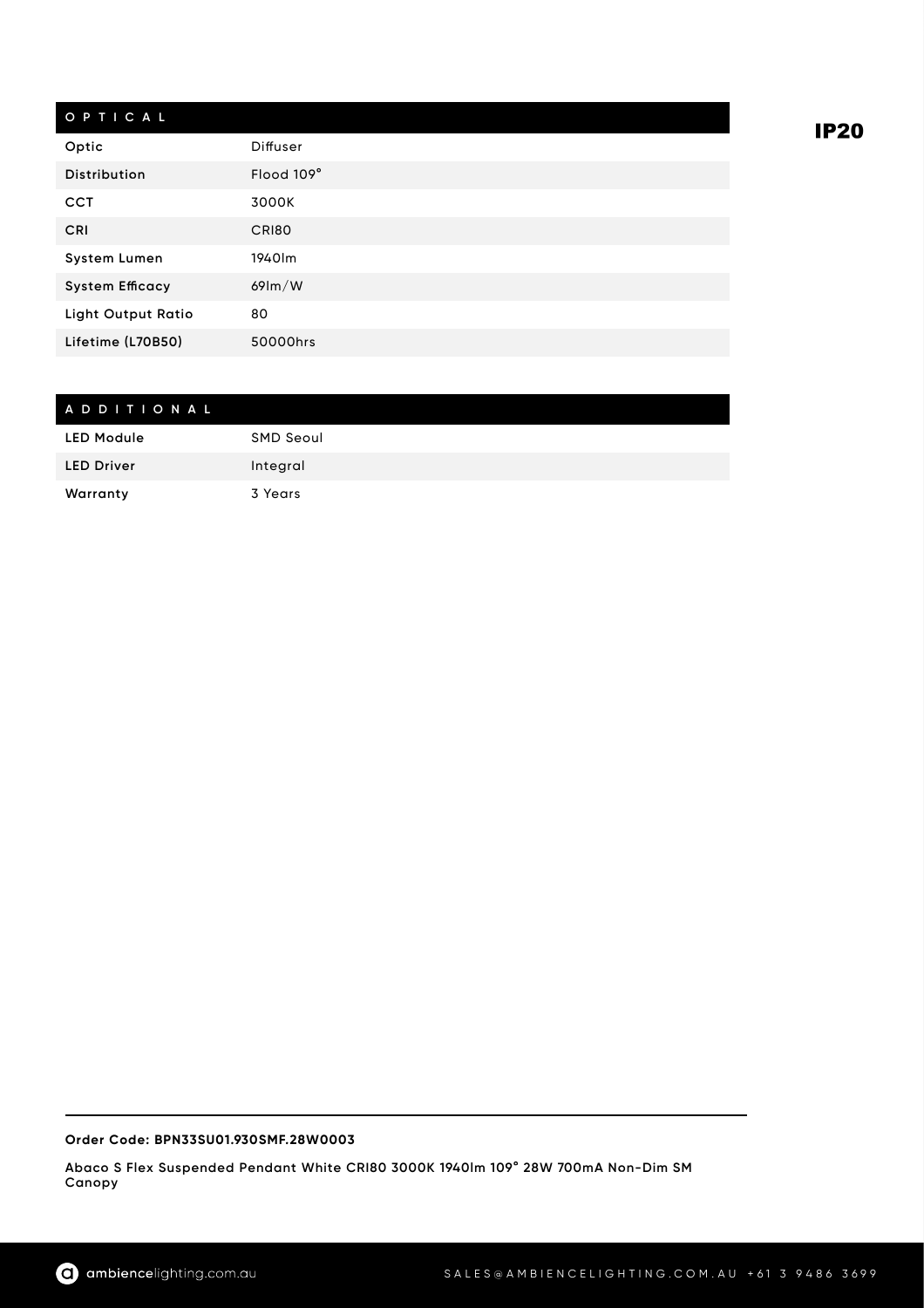**IP20**

| OPTICAL | |
|---|---|
| Optic | Diffuser |
| Distribution | Flood 109° |
| CCT | 3000K |
| CRI | CRI80 |
| System Lumen | 1940lm |
| System Efficacy | 69lm/W |
| Light Output Ratio | 80 |
| Lifetime (L70B50) | 50000hrs |

| ADDITIONAL | |
|---|---|
| LED Module | SMD Seoul |
| LED Driver | Integral |
| Warranty | 3 Years |

**Order Code: BPN33SU01.930SMF.28W0003**

**Abaco S Flex Suspended Pendant White CRI80 3000K 1940lm 109° 28W 700mA Non-Dim SM Canopy**

ambiencelighting.com.au SALES@AMBIENCELIGHTING.COM.AU +61 3 9486 3699